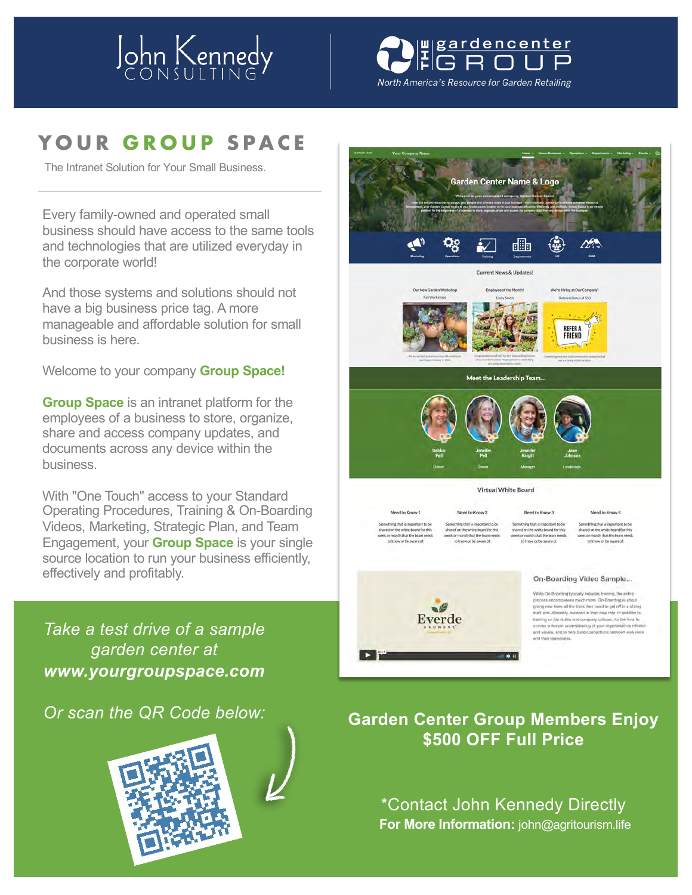John Kennedy CONSULTING

THE gardencenter GROUP
North America's Resource for Garden Retailing

# YOUR GROUP SPACE

The Intranet Solution for Your Small Business.

Every family-owned and operated small business should have access to the same tools and technologies that are utilized everyday in the corporate world!

And those systems and solutions should not have a big business price tag. A more manageable and affordable solution for small business is here.

Welcome to your company **Group Space!**

**Group Space** is an intranet platform for the employees of a business to store, organize, share and access company updates, and documents across any device within the business.

With "One Touch" access to your Standard Operating Procedures, Training & On-Boarding Videos, Marketing, Strategic Plan, and Team Engagement, your **Group Space** is your single source location to run your business efficiently, effectively and profitably.

*Take a test drive of a sample garden center at* ***www.yourgroupspace.com***

*Or scan the QR Code below:*

**Garden Center Group Members Enjoy $500 OFF Full Price**

*Contact John Kennedy Directly
**For More Information:** john@agritourism.life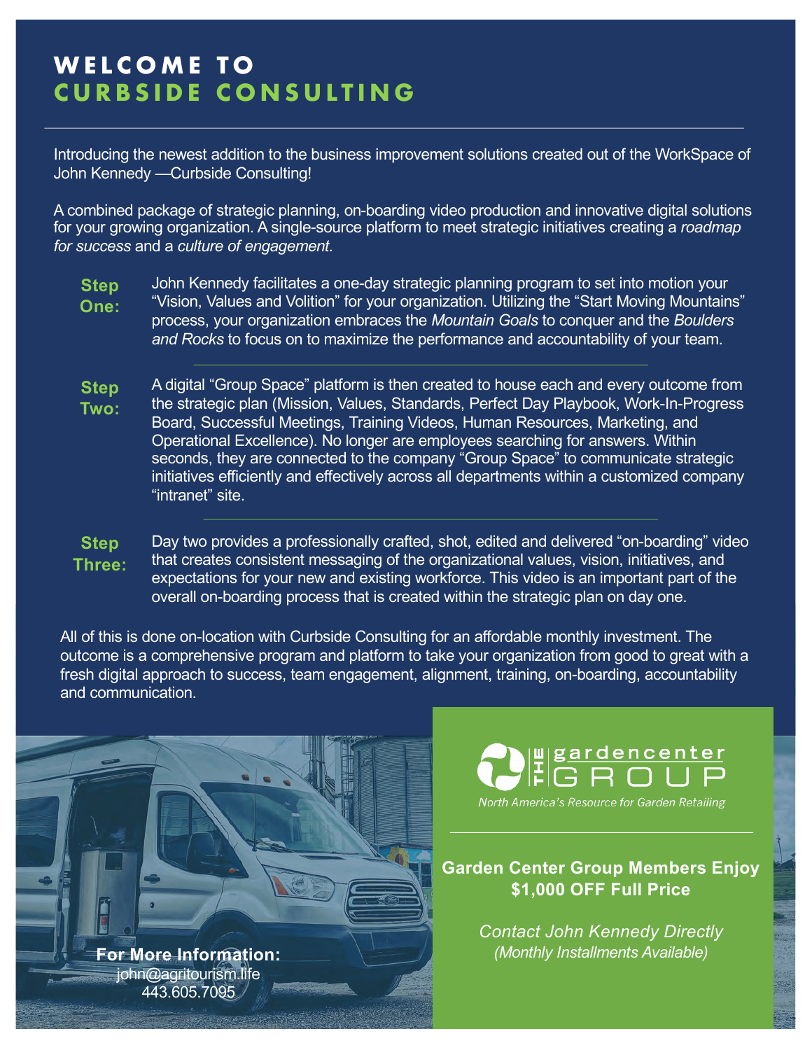# WELCOME TO CURBSIDE CONSULTING

Introducing the newest addition to the business improvement solutions created out of the WorkSpace of John Kennedy —Curbside Consulting!

A combined package of strategic planning, on-boarding video production and innovative digital solutions for your growing organization. A single-source platform to meet strategic initiatives creating a *roadmap for success* and a *culture of engagement.*

**Step One:** John Kennedy facilitates a one-day strategic planning program to set into motion your "Vision, Values and Volition" for your organization. Utilizing the "Start Moving Mountains" process, your organization embraces the *Mountain Goals* to conquer and the *Boulders and Rocks* to focus on to maximize the performance and accountability of your team.

**Step Two:** A digital "Group Space" platform is then created to house each and every outcome from the strategic plan (Mission, Values, Standards, Perfect Day Playbook, Work-In-Progress Board, Successful Meetings, Training Videos, Human Resources, Marketing, and Operational Excellence). No longer are employees searching for answers. Within seconds, they are connected to the company "Group Space" to communicate strategic initiatives efficiently and effectively across all departments within a customized company "intranet" site.

**Step Three:** Day two provides a professionally crafted, shot, edited and delivered "on-boarding" video that creates consistent messaging of the organizational values, vision, initiatives, and expectations for your new and existing workforce. This video is an important part of the overall on-boarding process that is created within the strategic plan on day one.

All of this is done on-location with Curbside Consulting for an affordable monthly investment. The outcome is a comprehensive program and platform to take your organization from good to great with a fresh digital approach to success, team engagement, alignment, training, on-boarding, accountability and communication.

**For More Information:**
john@agritourism.life
443.605.7095

THE gardencenter GROUP
*North America's Resource for Garden Retailing*

**Garden Center Group Members Enjoy $1,000 OFF Full Price**

*Contact John Kennedy Directly*
*(Monthly Installments Available)*